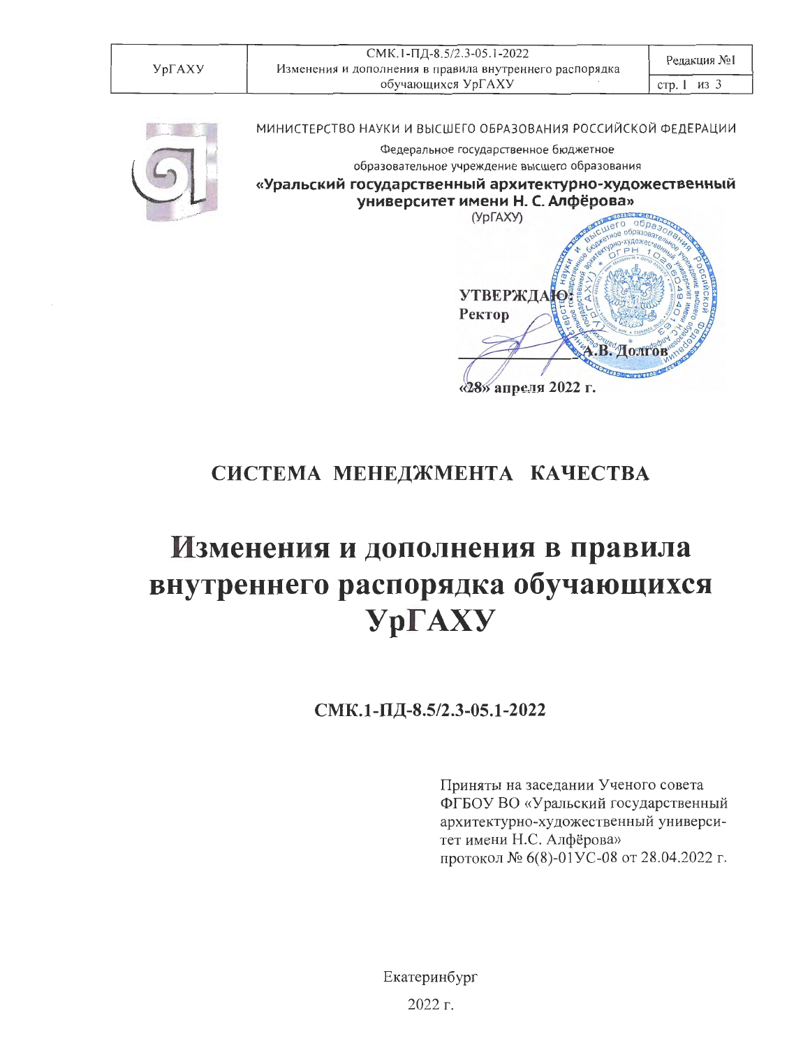МИНИСТЕРСТВО НАУКИ И ВЫСШЕГО ОБРАЗОВАНИЯ РОССИЙСКОЙ ФЕДЕРАЦИИ

Федеральное государственное бюджетное
образовательное учреждение высшего образования

**«Уральский государственный архитектурно-художественный университет имени Н. С. Алфёрова»**

(УрГАХУ)

**УТВЕРЖДАЮ:**
**Ректор**

\_\_\_\_\_\_\_\_\_\_\_\_\_\_\_\_ **А.В. Долгов**

**«28» апреля 2022 г.**

## СИСТЕМА МЕНЕДЖМЕНТА КАЧЕСТВА

# Изменения и дополнения в правила внутреннего распорядка обучающихся УрГАХУ

**СМК.1-ПД-8.5/2.3-05.1-2022**

Приняты на заседании Ученого совета ФГБОУ ВО «Уральский государственный архитектурно-художественный университет имени Н.С. Алфёрова»
протокол № 6(8)-01УС-08 от 28.04.2022 г.

Екатеринбург

2022 г.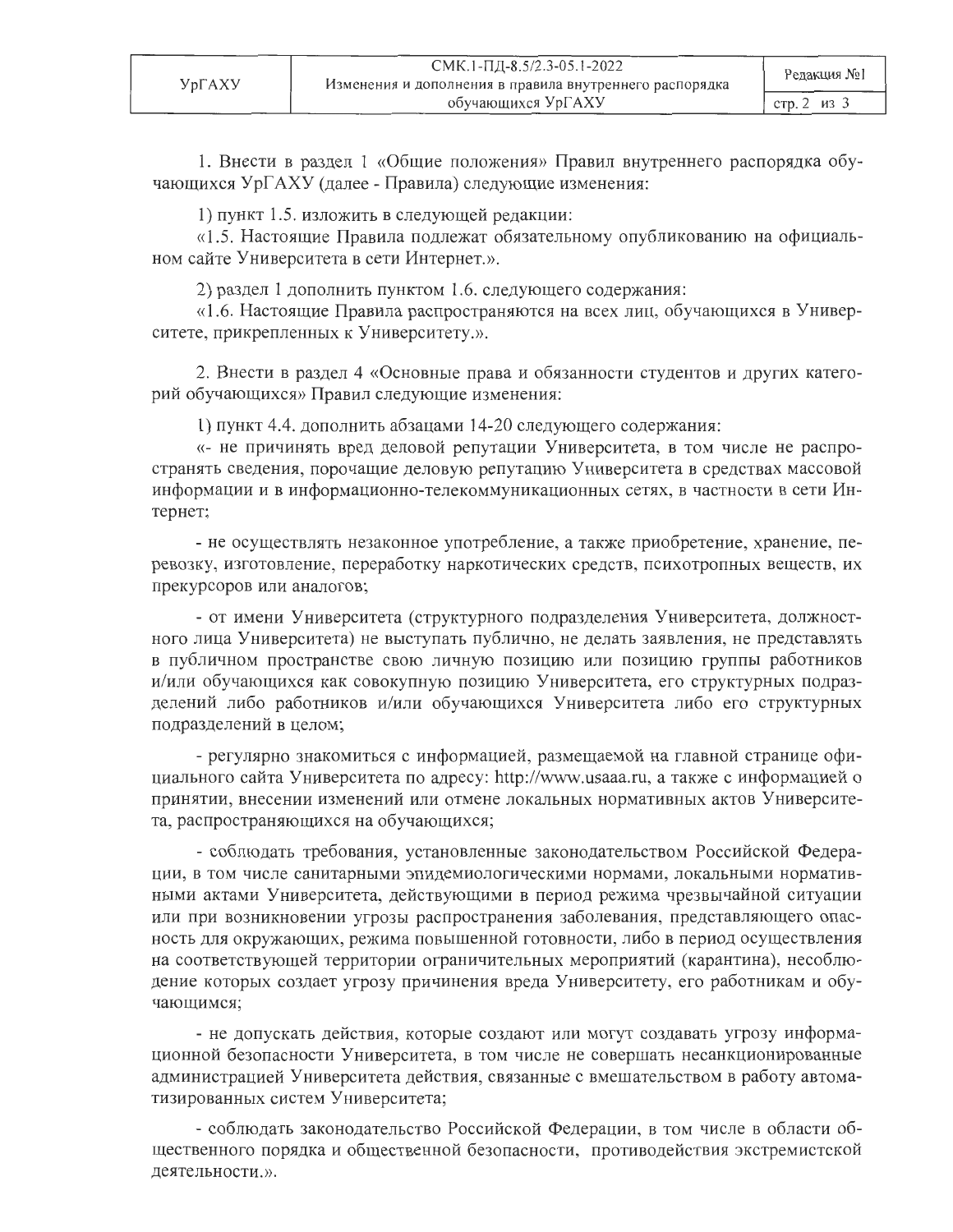1. Внести в раздел 1 «Общие положения» Правил внутреннего распорядка обучающихся УрГАХУ (далее - Правила) следующие изменения:

1) пункт 1.5. изложить в следующей редакции:

«1.5. Настоящие Правила подлежат обязательному опубликованию на официальном сайте Университета в сети Интернет.».

2) раздел 1 дополнить пунктом 1.6. следующего содержания:

«1.6. Настоящие Правила распространяются на всех лиц, обучающихся в Университете, прикрепленных к Университету.».

2. Внести в раздел 4 «Основные права и обязанности студентов и других категорий обучающихся» Правил следующие изменения:

1) пункт 4.4. дополнить абзацами 14-20 следующего содержания:

«- не причинять вред деловой репутации Университета, в том числе не распространять сведения, порочащие деловую репутацию Университета в средствах массовой информации и в информационно-телекоммуникационных сетях, в частности в сети Интернет;

- не осуществлять незаконное употребление, а также приобретение, хранение, перевозку, изготовление, переработку наркотических средств, психотропных веществ, их прекурсоров или аналогов;

- от имени Университета (структурного подразделения Университета, должностного лица Университета) не выступать публично, не делать заявления, не представлять в публичном пространстве свою личную позицию или позицию группы работников и/или обучающихся как совокупную позицию Университета, его структурных подразделений либо работников и/или обучающихся Университета либо его структурных подразделений в целом;

- регулярно знакомиться с информацией, размещаемой на главной странице официального сайта Университета по адресу: http://www.usaaa.ru, а также с информацией о принятии, внесении изменений или отмене локальных нормативных актов Университета, распространяющихся на обучающихся;

- соблюдать требования, установленные законодательством Российской Федерации, в том числе санитарными эпидемиологическими нормами, локальными нормативными актами Университета, действующими в период режима чрезвычайной ситуации или при возникновении угрозы распространения заболевания, представляющего опасность для окружающих, режима повышенной готовности, либо в период осуществления на соответствующей территории ограничительных мероприятий (карантина), несоблюдение которых создает угрозу причинения вреда Университету, его работникам и обучающимся;

- не допускать действия, которые создают или могут создавать угрозу информационной безопасности Университета, в том числе не совершать несанкционированные администрацией Университета действия, связанные с вмешательством в работу автоматизированных систем Университета;

- соблюдать законодательство Российской Федерации, в том числе в области общественного порядка и общественной безопасности, противодействия экстремистской деятельности.».